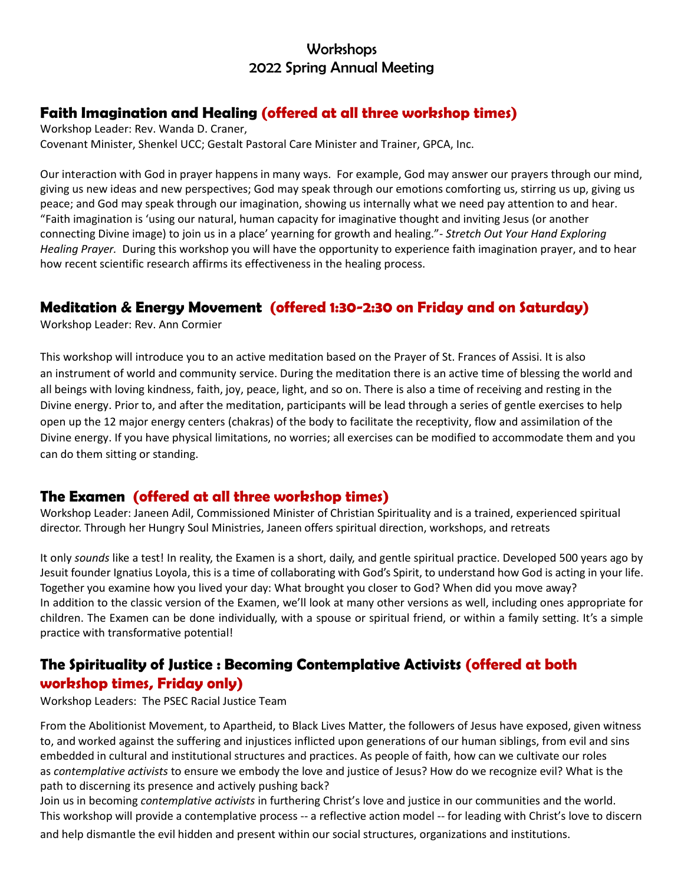# Workshops
# 2022 Spring Annual Meeting

## Faith Imagination and Healing (offered at all three workshop times)

Workshop Leader: Rev. Wanda D. Craner,
Covenant Minister, Shenkel UCC; Gestalt Pastoral Care Minister and Trainer, GPCA, Inc.

Our interaction with God in prayer happens in many ways. For example, God may answer our prayers through our mind, giving us new ideas and new perspectives; God may speak through our emotions comforting us, stirring us up, giving us peace; and God may speak through our imagination, showing us internally what we need pay attention to and hear. "Faith imagination is 'using our natural, human capacity for imaginative thought and inviting Jesus (or another connecting Divine image) to join us in a place' yearning for growth and healing."- *Stretch Out Your Hand Exploring Healing Prayer.* During this workshop you will have the opportunity to experience faith imagination prayer, and to hear how recent scientific research affirms its effectiveness in the healing process.

## Meditation & Energy Movement (offered 1:30-2:30 on Friday and on Saturday)

Workshop Leader: Rev. Ann Cormier

This workshop will introduce you to an active meditation based on the Prayer of St. Frances of Assisi. It is also an instrument of world and community service. During the meditation there is an active time of blessing the world and all beings with loving kindness, faith, joy, peace, light, and so on. There is also a time of receiving and resting in the Divine energy. Prior to, and after the meditation, participants will be lead through a series of gentle exercises to help open up the 12 major energy centers (chakras) of the body to facilitate the receptivity, flow and assimilation of the Divine energy. If you have physical limitations, no worries; all exercises can be modified to accommodate them and you can do them sitting or standing.

## The Examen (offered at all three workshop times)

Workshop Leader: Janeen Adil, Commissioned Minister of Christian Spirituality and is a trained, experienced spiritual director. Through her Hungry Soul Ministries, Janeen offers spiritual direction, workshops, and retreats

It only *sounds* like a test! In reality, the Examen is a short, daily, and gentle spiritual practice. Developed 500 years ago by Jesuit founder Ignatius Loyola, this is a time of collaborating with God's Spirit, to understand how God is acting in your life. Together you examine how you lived your day: What brought you closer to God? When did you move away?
In addition to the classic version of the Examen, we'll look at many other versions as well, including ones appropriate for children. The Examen can be done individually, with a spouse or spiritual friend, or within a family setting. It's a simple practice with transformative potential!

## The Spirituality of Justice : Becoming Contemplative Activists (offered at both workshop times, Friday only)

Workshop Leaders: The PSEC Racial Justice Team

From the Abolitionist Movement, to Apartheid, to Black Lives Matter, the followers of Jesus have exposed, given witness to, and worked against the suffering and injustices inflicted upon generations of our human siblings, from evil and sins embedded in cultural and institutional structures and practices. As people of faith, how can we cultivate our roles as *contemplative activists* to ensure we embody the love and justice of Jesus? How do we recognize evil? What is the path to discerning its presence and actively pushing back?
Join us in becoming *contemplative activists* in furthering Christ's love and justice in our communities and the world. This workshop will provide a contemplative process -- a reflective action model -- for leading with Christ's love to discern and help dismantle the evil hidden and present within our social structures, organizations and institutions.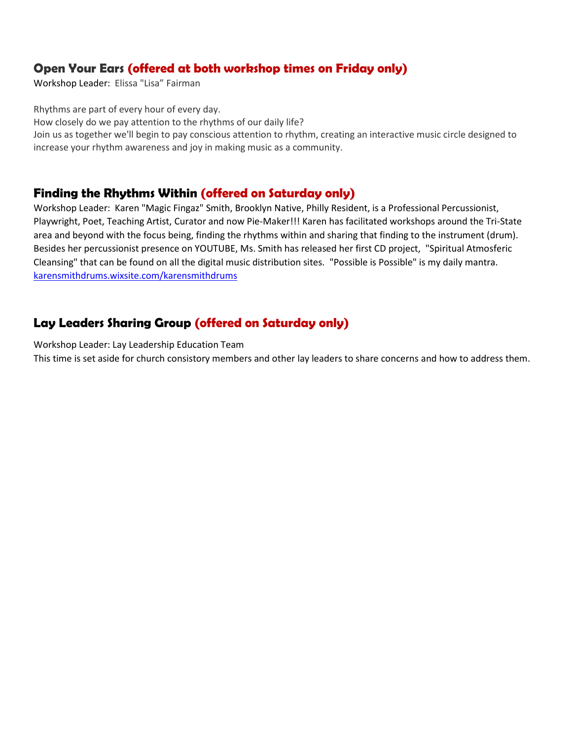## Open Your Ears (offered at both workshop times on Friday only)

Workshop Leader: Elissa "Lisa" Fairman

Rhythms are part of every hour of every day.
How closely do we pay attention to the rhythms of our daily life?
Join us as together we'll begin to pay conscious attention to rhythm, creating an interactive music circle designed to increase your rhythm awareness and joy in making music as a community.

## Finding the Rhythms Within (offered on Saturday only)

Workshop Leader: Karen "Magic Fingaz" Smith, Brooklyn Native, Philly Resident, is a Professional Percussionist, Playwright, Poet, Teaching Artist, Curator and now Pie-Maker!!! Karen has facilitated workshops around the Tri-State area and beyond with the focus being, finding the rhythms within and sharing that finding to the instrument (drum). Besides her percussionist presence on YOUTUBE, Ms. Smith has released her first CD project, "Spiritual Atmosferic Cleansing" that can be found on all the digital music distribution sites. "Possible is Possible" is my daily mantra.
[karensmithdrums.wixsite.com/karensmithdrums](karensmithdrums.wixsite.com/karensmithdrums)

## Lay Leaders Sharing Group (offered on Saturday only)

Workshop Leader: Lay Leadership Education Team
This time is set aside for church consistory members and other lay leaders to share concerns and how to address them.